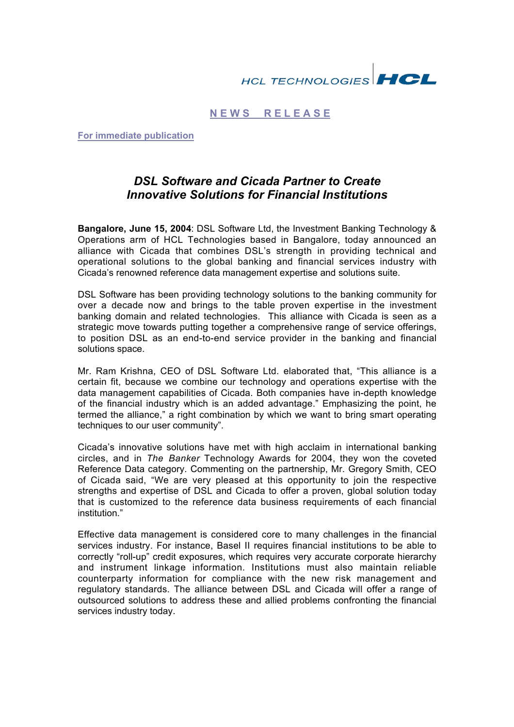HCL TECHNOLOGIES | HCL

**NEWS RELEASE**

**For immediate publication**

## *DSL Software and Cicada Partner to Create Innovative Solutions for Financial Institutions*

**Bangalore, June 15, 2004**: DSL Software Ltd, the Investment Banking Technology & Operations arm of HCL Technologies based in Bangalore, today announced an alliance with Cicada that combines DSL's strength in providing technical and operational solutions to the global banking and financial services industry with Cicada's renowned reference data management expertise and solutions suite.

DSL Software has been providing technology solutions to the banking community for over a decade now and brings to the table proven expertise in the investment banking domain and related technologies. This alliance with Cicada is seen as a strategic move towards putting together a comprehensive range of service offerings, to position DSL as an end-to-end service provider in the banking and financial solutions space.

Mr. Ram Krishna, CEO of DSL Software Ltd. elaborated that, "This alliance is a certain fit, because we combine our technology and operations expertise with the data management capabilities of Cicada. Both companies have in-depth knowledge of the financial industry which is an added advantage." Emphasizing the point, he termed the alliance," a right combination by which we want to bring smart operating techniques to our user community".

Cicada's innovative solutions have met with high acclaim in international banking circles, and in *The Banker* Technology Awards for 2004, they won the coveted Reference Data category. Commenting on the partnership, Mr. Gregory Smith, CEO of Cicada said, "We are very pleased at this opportunity to join the respective strengths and expertise of DSL and Cicada to offer a proven, global solution today that is customized to the reference data business requirements of each financial institution."

Effective data management is considered core to many challenges in the financial services industry. For instance, Basel II requires financial institutions to be able to correctly "roll-up" credit exposures, which requires very accurate corporate hierarchy and instrument linkage information. Institutions must also maintain reliable counterparty information for compliance with the new risk management and regulatory standards. The alliance between DSL and Cicada will offer a range of outsourced solutions to address these and allied problems confronting the financial services industry today.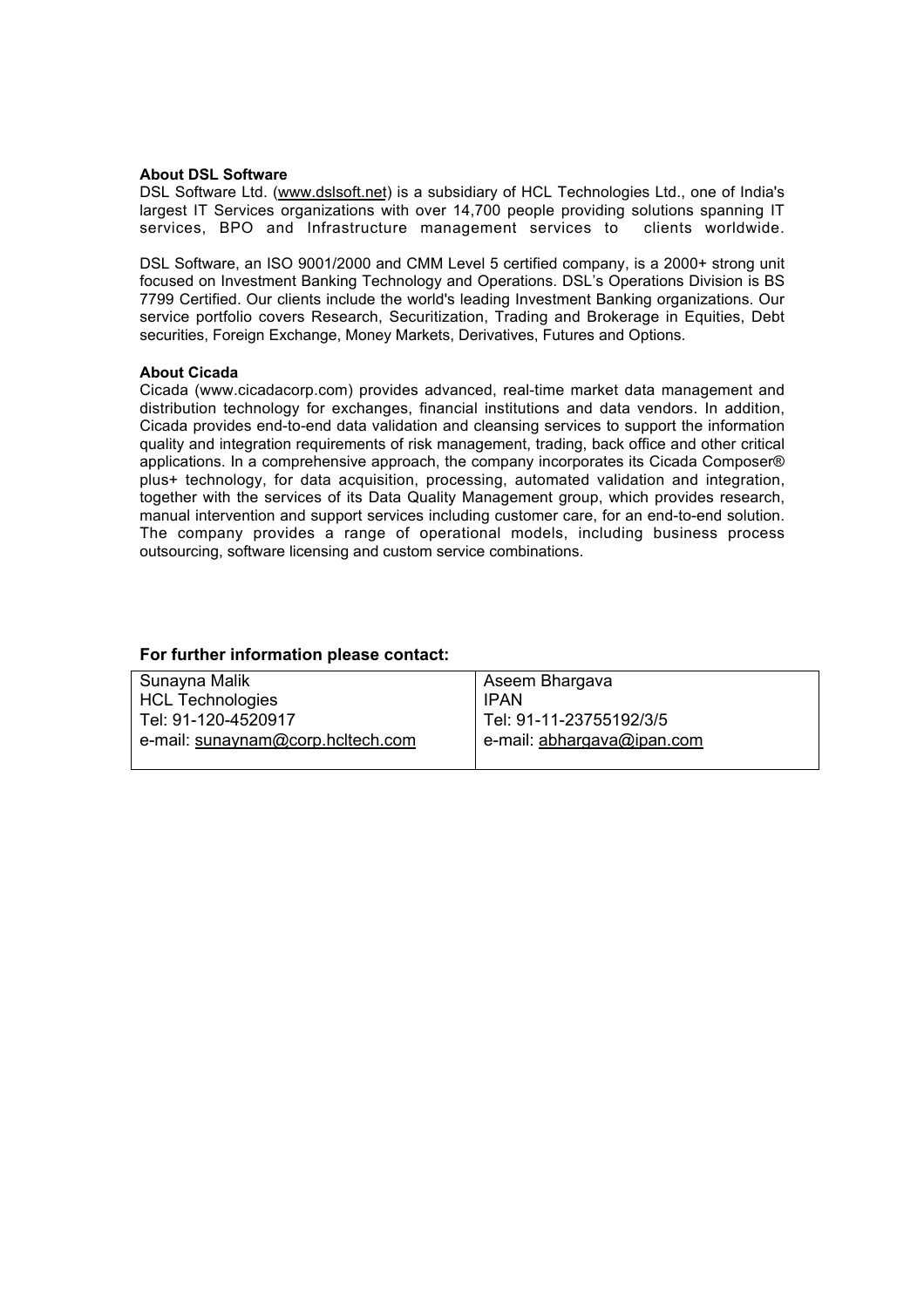**About DSL Software**

DSL Software Ltd. (www.dslsoft.net) is a subsidiary of HCL Technologies Ltd., one of India's largest IT Services organizations with over 14,700 people providing solutions spanning IT services, BPO and Infrastructure management services to clients worldwide.

DSL Software, an ISO 9001/2000 and CMM Level 5 certified company, is a 2000+ strong unit focused on Investment Banking Technology and Operations. DSL's Operations Division is BS 7799 Certified. Our clients include the world's leading Investment Banking organizations. Our service portfolio covers Research, Securitization, Trading and Brokerage in Equities, Debt securities, Foreign Exchange, Money Markets, Derivatives, Futures and Options.

**About Cicada**

Cicada (www.cicadacorp.com) provides advanced, real-time market data management and distribution technology for exchanges, financial institutions and data vendors. In addition, Cicada provides end-to-end data validation and cleansing services to support the information quality and integration requirements of risk management, trading, back office and other critical applications. In a comprehensive approach, the company incorporates its Cicada Composer® plus+ technology, for data acquisition, processing, automated validation and integration, together with the services of its Data Quality Management group, which provides research, manual intervention and support services including customer care, for an end-to-end solution. The company provides a range of operational models, including business process outsourcing, software licensing and custom service combinations.

**For further information please contact:**

| | |
|---|---|
| Sunayna Malik<br>HCL Technologies<br>Tel: 91-120-4520917<br>e-mail: sunaynam@corp.hcltech.com | Aseem Bhargava<br>IPAN<br>Tel: 91-11-23755192/3/5<br>e-mail: abhargava@ipan.com |